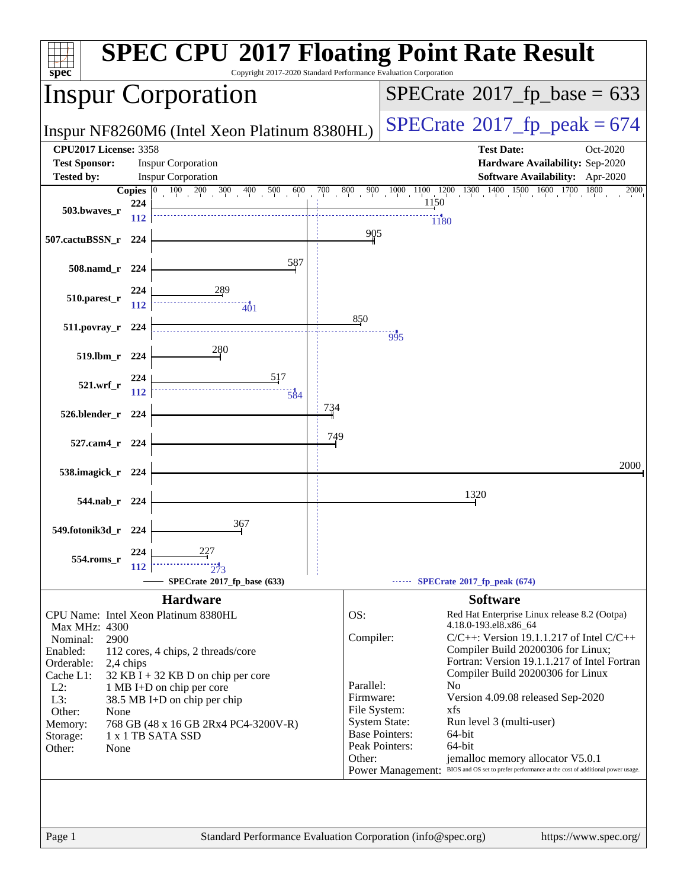# SPEC CPU 2017 Floating Point Rate Result

Copyright 2017-2020 Standard Performance Evaluation Corporation

## Inspur Corporation

Inspur NF8260M6 (Intel Xeon Platinum 8380HL)

**SPECrate 2017_fp_base = 633**

**SPECrate 2017_fp_peak = 674**

| | | | |
|---|---|---|---|
| **CPU2017 License:** | 3358 | **Test Date:** | Oct-2020 |
| **Test Sponsor:** | Inspur Corporation | **Hardware Availability:** | Sep-2020 |
| **Tested by:** | Inspur Corporation | **Software Availability:** | Apr-2020 |

| Benchmark | Base Copies | Base Ratio | Peak Copies | Peak Ratio |
|---|---|---|---|---|
| 503.bwaves_r | 224 | 1150 | 112 | 1180 |
| 507.cactuBSSN_r | 224 | 905 | | |
| 508.namd_r | 224 | 587 | | |
| 510.parest_r | 224 | 289 | 112 | 401 |
| 511.povray_r | 224 | 850 | 224 | 995 |
| 519.lbm_r | 224 | 280 | | |
| 521.wrf_r | 224 | 517 | 112 | 584 |
| 526.blender_r | 224 | 734 | | |
| 527.cam4_r | 224 | 749 | | |
| 538.imagick_r | 224 | 2000 | | |
| 544.nab_r | 224 | 1320 | | |
| 549.fotonik3d_r | 224 | 367 | | |
| 554.roms_r | 224 | 227 | 112 | 273 |

SPECrate 2017_fp_base (633) ------ SPECrate 2017_fp_peak (674)

### Hardware

| | |
|---|---|
| CPU Name: | Intel Xeon Platinum 8380HL |
| Max MHz: | 4300 |
| Nominal: | 2900 |
| Enabled: | 112 cores, 4 chips, 2 threads/core |
| Orderable: | 2,4 chips |
| Cache L1: | 32 KB I + 32 KB D on chip per core |
| L2: | 1 MB I+D on chip per core |
| L3: | 38.5 MB I+D on chip per chip |
| Other: | None |
| Memory: | 768 GB (48 x 16 GB 2Rx4 PC4-3200V-R) |
| Storage: | 1 x 1 TB SATA SSD |
| Other: | None |

### Software

| | |
|---|---|
| OS: | Red Hat Enterprise Linux release 8.2 (Ootpa) 4.18.0-193.el8.x86_64 |
| Compiler: | C/C++: Version 19.1.1.217 of Intel C/C++ Compiler Build 20200306 for Linux; Fortran: Version 19.1.1.217 of Intel Fortran Compiler Build 20200306 for Linux |
| Parallel: | No |
| Firmware: | Version 4.09.08 released Sep-2020 |
| File System: | xfs |
| System State: | Run level 3 (multi-user) |
| Base Pointers: | 64-bit |
| Peak Pointers: | 64-bit |
| Other: | jemalloc memory allocator V5.0.1 |
| Power Management: | BIOS and OS set to prefer performance at the cost of additional power usage. |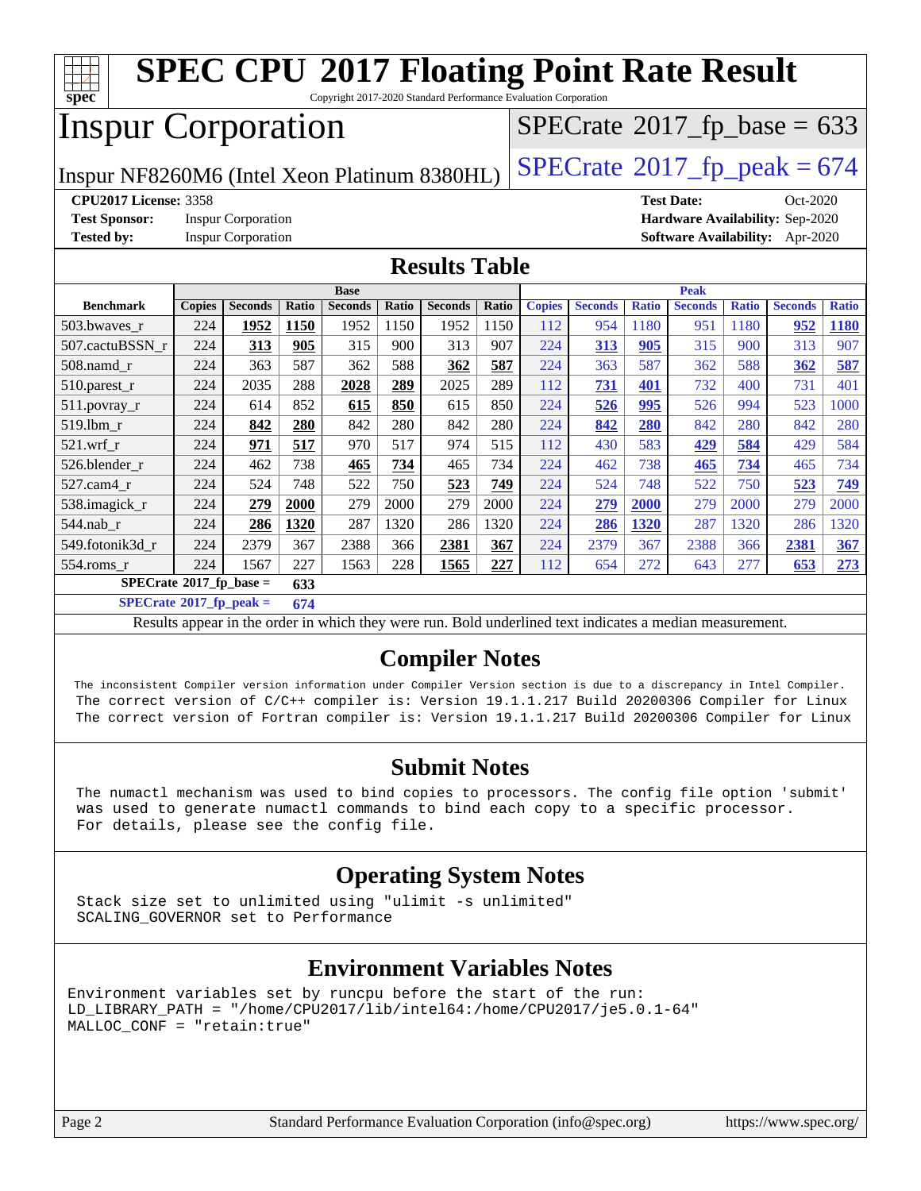# SPEC CPU 2017 Floating Point Rate Result

Copyright 2017-2020 Standard Performance Evaluation Corporation

# Inspur Corporation

Inspur NF8260M6 (Intel Xeon Platinum 8380HL)

SPECrate 2017_fp_base = 633

SPECrate 2017_fp_peak = 674

**CPU2017 License:** 3358
**Test Sponsor:** Inspur Corporation
**Tested by:** Inspur Corporation

**Test Date:** Oct-2020
**Hardware Availability:** Sep-2020
**Software Availability:** Apr-2020

## Results Table

| | Base | | | | | | | Peak | | | | | | |
|---|---|---|---|---|---|---|---|---|---|---|---|---|---|---|
| **Benchmark** | **Copies** | **Seconds** | **Ratio** | **Seconds** | **Ratio** | **Seconds** | **Ratio** | **Copies** | **Seconds** | **Ratio** | **Seconds** | **Ratio** | **Seconds** | **Ratio** |
| 503.bwaves_r | 224 | **1952** | **1150** | 1952 | 1150 | 1952 | 1150 | 112 | 954 | 1180 | 951 | 1180 | **952** | **1180** |
| 507.cactuBSSN_r | 224 | **313** | **905** | 315 | 900 | 313 | 907 | 224 | **313** | **905** | 315 | 900 | 313 | 907 |
| 508.namd_r | 224 | 363 | 587 | 362 | 588 | **362** | **587** | 224 | 363 | 587 | 362 | 588 | **362** | **587** |
| 510.parest_r | 224 | 2035 | 288 | **2028** | **289** | 2025 | 289 | 112 | **731** | **401** | 732 | 400 | 731 | 401 |
| 511.povray_r | 224 | 614 | 852 | **615** | **850** | 615 | 850 | 224 | **526** | **995** | 526 | 994 | 523 | 1000 |
| 519.lbm_r | 224 | **842** | **280** | 842 | 280 | 842 | 280 | 224 | **842** | **280** | 842 | 280 | 842 | 280 |
| 521.wrf_r | 224 | **971** | **517** | 970 | 517 | 974 | 515 | 112 | 430 | 583 | **429** | **584** | 429 | 584 |
| 526.blender_r | 224 | 462 | 738 | **465** | **734** | 465 | 734 | 224 | 462 | 738 | **465** | **734** | 465 | 734 |
| 527.cam4_r | 224 | 524 | 748 | 522 | 750 | **523** | **749** | 224 | 524 | 748 | 522 | 750 | **523** | **749** |
| 538.imagick_r | 224 | **279** | **2000** | 279 | 2000 | 279 | 2000 | 224 | **279** | **2000** | 279 | 2000 | 279 | 2000 |
| 544.nab_r | 224 | **286** | **1320** | 287 | 1320 | 286 | 1320 | 224 | **286** | **1320** | 287 | 1320 | 286 | 1320 |
| 549.fotonik3d_r | 224 | 2379 | 367 | 2388 | 366 | **2381** | **367** | 224 | 2379 | 367 | 2388 | 366 | **2381** | **367** |
| 554.roms_r | 224 | 1567 | 227 | 1563 | 228 | **1565** | **227** | 112 | 654 | 272 | 643 | 277 | **653** | **273** |

**SPECrate 2017_fp_base = 633**

**SPECrate 2017_fp_peak = 674**

Results appear in the order in which they were run. Bold underlined text indicates a median measurement.

## Compiler Notes

```
The inconsistent Compiler version information under Compiler Version section is due to a discrepancy in Intel Compiler.
The correct version of C/C++ compiler is: Version 19.1.1.217 Build 20200306 Compiler for Linux
The correct version of Fortran compiler is: Version 19.1.1.217 Build 20200306 Compiler for Linux
```

## Submit Notes

```
The numactl mechanism was used to bind copies to processors. The config file option 'submit'
was used to generate numactl commands to bind each copy to a specific processor.
For details, please see the config file.
```

## Operating System Notes

```
Stack size set to unlimited using "ulimit -s unlimited"
SCALING_GOVERNOR set to Performance
```

## Environment Variables Notes

```
Environment variables set by runcpu before the start of the run:
LD_LIBRARY_PATH = "/home/CPU2017/lib/intel64:/home/CPU2017/je5.0.1-64"
MALLOC_CONF = "retain:true"
```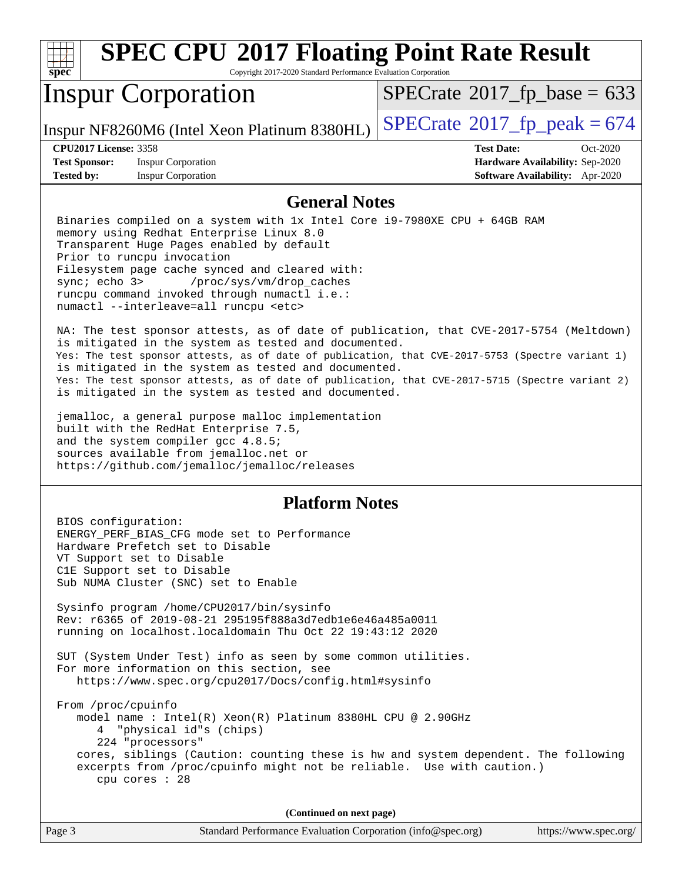# SPEC CPU 2017 Floating Point Rate Result

Copyright 2017-2020 Standard Performance Evaluation Corporation

# Inspur Corporation

Inspur NF8260M6 (Intel Xeon Platinum 8380HL)

SPECrate 2017_fp_base = 633

SPECrate 2017_fp_peak = 674

**CPU2017 License:** 3358
**Test Sponsor:** Inspur Corporation
**Tested by:** Inspur Corporation

**Test Date:** Oct-2020
**Hardware Availability:** Sep-2020
**Software Availability:** Apr-2020

## General Notes

```
Binaries compiled on a system with 1x Intel Core i9-7980XE CPU + 64GB RAM
memory using Redhat Enterprise Linux 8.0
Transparent Huge Pages enabled by default
Prior to runcpu invocation
Filesystem page cache synced and cleared with:
sync; echo 3>       /proc/sys/vm/drop_caches
runcpu command invoked through numactl i.e.:
numactl --interleave=all runcpu <etc>

NA: The test sponsor attests, as of date of publication, that CVE-2017-5754 (Meltdown)
is mitigated in the system as tested and documented.
Yes: The test sponsor attests, as of date of publication, that CVE-2017-5753 (Spectre variant 1)
is mitigated in the system as tested and documented.
Yes: The test sponsor attests, as of date of publication, that CVE-2017-5715 (Spectre variant 2)
is mitigated in the system as tested and documented.

jemalloc, a general purpose malloc implementation
built with the RedHat Enterprise 7.5,
and the system compiler gcc 4.8.5;
sources available from jemalloc.net or
https://github.com/jemalloc/jemalloc/releases
```

## Platform Notes

```
BIOS configuration:
ENERGY_PERF_BIAS_CFG mode set to Performance
Hardware Prefetch set to Disable
VT Support set to Disable
C1E Support set to Disable
Sub NUMA Cluster (SNC) set to Enable

Sysinfo program /home/CPU2017/bin/sysinfo
Rev: r6365 of 2019-08-21 295195f888a3d7edb1e6e46a485a0011
running on localhost.localdomain Thu Oct 22 19:43:12 2020

SUT (System Under Test) info as seen by some common utilities.
For more information on this section, see
   https://www.spec.org/cpu2017/Docs/config.html#sysinfo

From /proc/cpuinfo
   model name : Intel(R) Xeon(R) Platinum 8380HL CPU @ 2.90GHz
      4  "physical id"s (chips)
      224 "processors"
   cores, siblings (Caution: counting these is hw and system dependent. The following
   excerpts from /proc/cpuinfo might not be reliable.  Use with caution.)
      cpu cores : 28
```

**(Continued on next page)**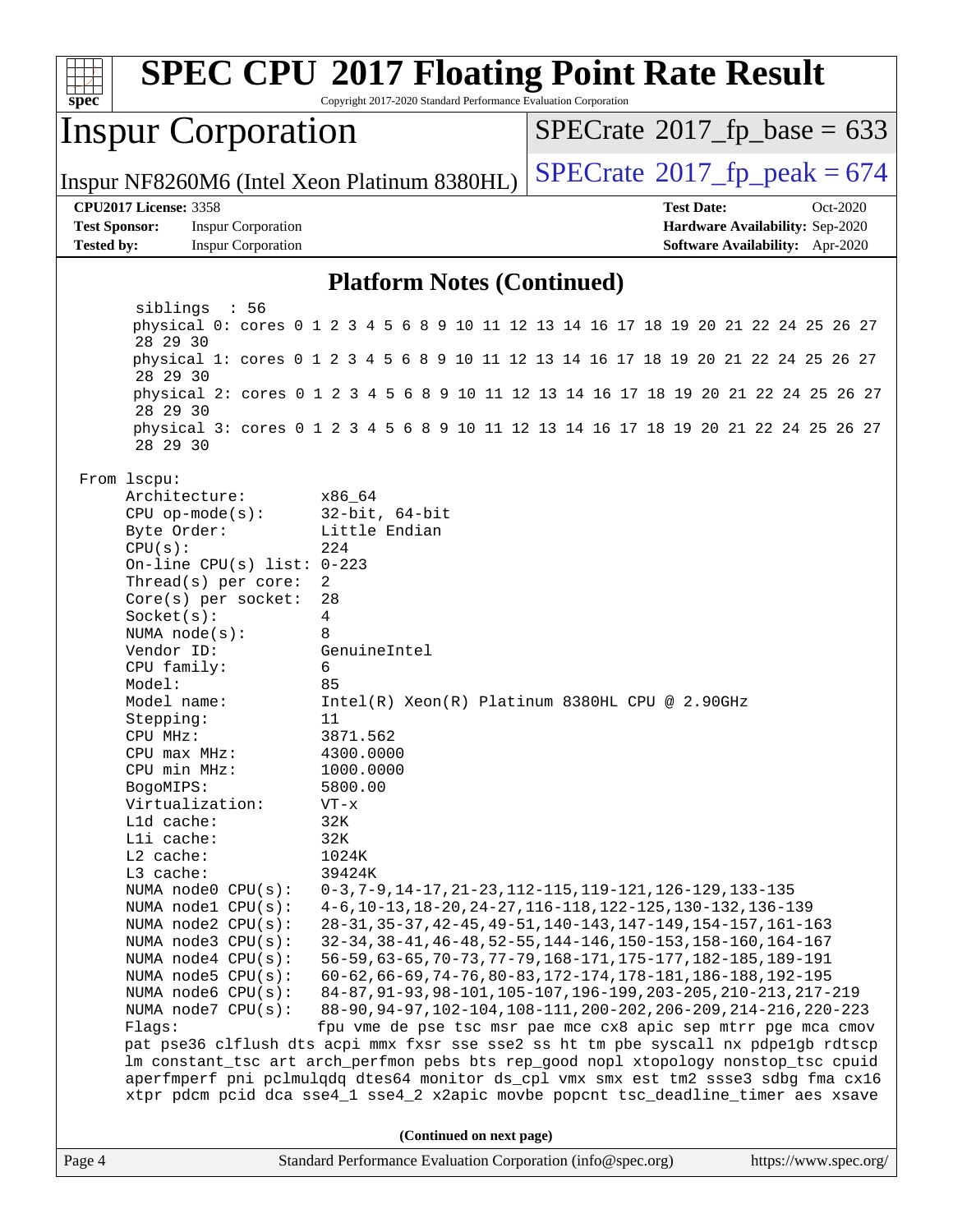# SPEC CPU 2017 Floating Point Rate Result

Copyright 2017-2020 Standard Performance Evaluation Corporation

## Inspur Corporation

Inspur NF8260M6 (Intel Xeon Platinum 8380HL)

SPECrate 2017_fp_base = 633

SPECrate 2017_fp_peak = 674

**CPU2017 License:** 3358
**Test Sponsor:** Inspur Corporation
**Tested by:** Inspur Corporation

**Test Date:** Oct-2020
**Hardware Availability:** Sep-2020
**Software Availability:** Apr-2020

### Platform Notes (Continued)

```
    siblings  : 56
    physical 0: cores 0 1 2 3 4 5 6 8 9 10 11 12 13 14 16 17 18 19 20 21 22 24 25 26 27
    28 29 30
    physical 1: cores 0 1 2 3 4 5 6 8 9 10 11 12 13 14 16 17 18 19 20 21 22 24 25 26 27
    28 29 30
    physical 2: cores 0 1 2 3 4 5 6 8 9 10 11 12 13 14 16 17 18 19 20 21 22 24 25 26 27
    28 29 30
    physical 3: cores 0 1 2 3 4 5 6 8 9 10 11 12 13 14 16 17 18 19 20 21 22 24 25 26 27
    28 29 30

 From lscpu:
    Architecture:          x86_64
    CPU op-mode(s):        32-bit, 64-bit
    Byte Order:            Little Endian
    CPU(s):                224
    On-line CPU(s) list: 0-223
    Thread(s) per core:    2
    Core(s) per socket:    28
    Socket(s):             4
    NUMA node(s):          8
    Vendor ID:             GenuineIntel
    CPU family:            6
    Model:                 85
    Model name:            Intel(R) Xeon(R) Platinum 8380HL CPU @ 2.90GHz
    Stepping:              11
    CPU MHz:               3871.562
    CPU max MHz:           4300.0000
    CPU min MHz:           1000.0000
    BogoMIPS:              5800.00
    Virtualization:        VT-x
    L1d cache:             32K
    L1i cache:             32K
    L2 cache:              1024K
    L3 cache:              39424K
    NUMA node0 CPU(s):     0-3,7-9,14-17,21-23,112-115,119-121,126-129,133-135
    NUMA node1 CPU(s):     4-6,10-13,18-20,24-27,116-118,122-125,130-132,136-139
    NUMA node2 CPU(s):     28-31,35-37,42-45,49-51,140-143,147-149,154-157,161-163
    NUMA node3 CPU(s):     32-34,38-41,46-48,52-55,144-146,150-153,158-160,164-167
    NUMA node4 CPU(s):     56-59,63-65,70-73,77-79,168-171,175-177,182-185,189-191
    NUMA node5 CPU(s):     60-62,66-69,74-76,80-83,172-174,178-181,186-188,192-195
    NUMA node6 CPU(s):     84-87,91-93,98-101,105-107,196-199,203-205,210-213,217-219
    NUMA node7 CPU(s):     88-90,94-97,102-104,108-111,200-202,206-209,214-216,220-223
    Flags:                 fpu vme de pse tsc msr pae mce cx8 apic sep mtrr pge mca cmov
    pat pse36 clflush dts acpi mmx fxsr sse sse2 ss ht tm pbe syscall nx pdpe1gb rdtscp
    lm constant_tsc art arch_perfmon pebs bts rep_good nopl xtopology nonstop_tsc cpuid
    aperfmperf pni pclmulqdq dtes64 monitor ds_cpl vmx smx est tm2 ssse3 sdbg fma cx16
    xtpr pdcm pcid dca sse4_1 sse4_2 x2apic movbe popcnt tsc_deadline_timer aes xsave
```

**(Continued on next page)**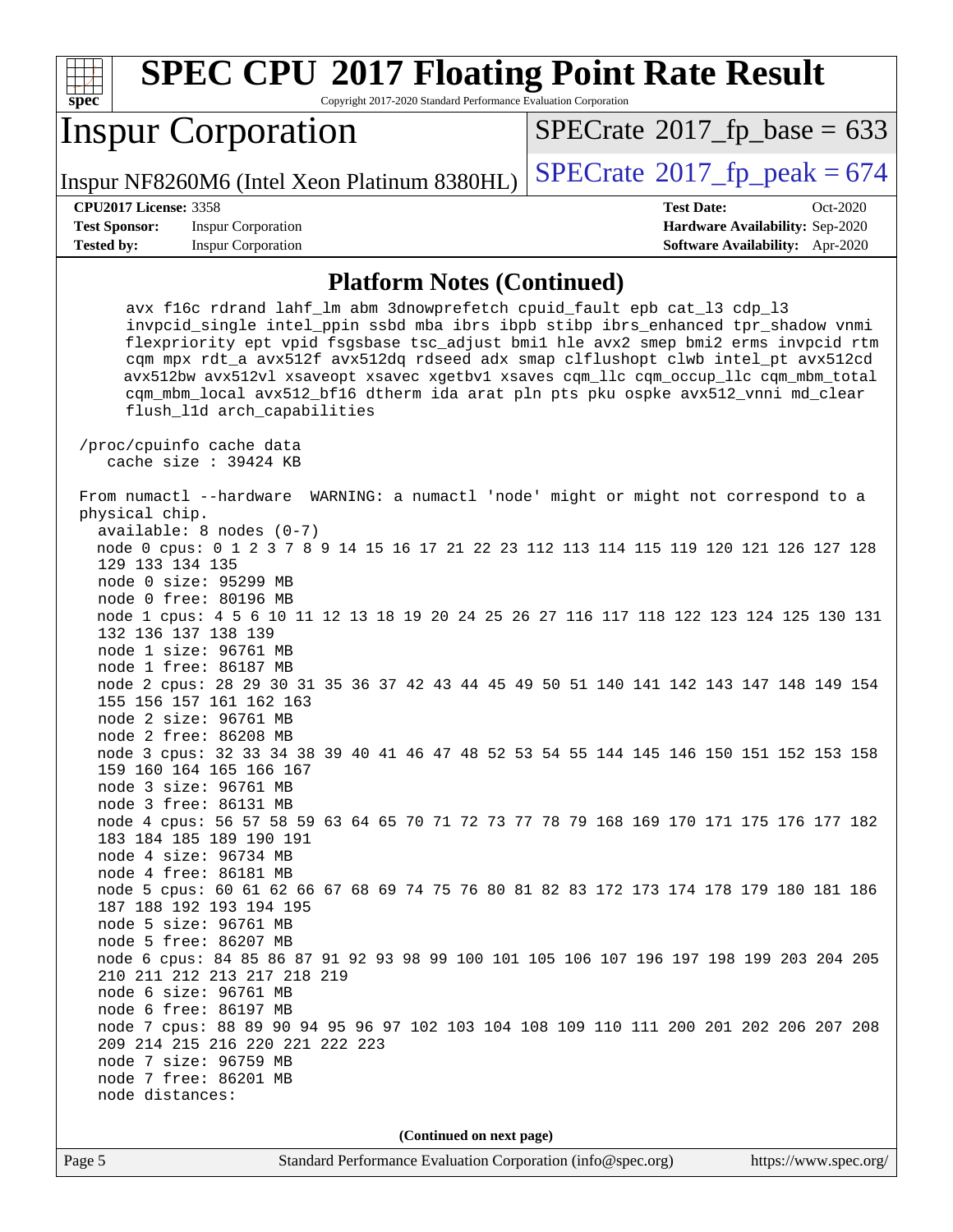# SPEC CPU 2017 Floating Point Rate Result

Copyright 2017-2020 Standard Performance Evaluation Corporation

## Inspur Corporation

Inspur NF8260M6 (Intel Xeon Platinum 8380HL)

SPECrate 2017_fp_base = 633

SPECrate 2017_fp_peak = 674

**CPU2017 License:** 3358
**Test Sponsor:** Inspur Corporation
**Tested by:** Inspur Corporation

**Test Date:** Oct-2020
**Hardware Availability:** Sep-2020
**Software Availability:** Apr-2020

### Platform Notes (Continued)

```
     avx f16c rdrand lahf_lm abm 3dnowprefetch cpuid_fault epb cat_l3 cdp_l3
     invpcid_single intel_ppin ssbd mba ibrs ibpb stibp ibrs_enhanced tpr_shadow vnmi
     flexpriority ept vpid fsgsbase tsc_adjust bmi1 hle avx2 smep bmi2 erms invpcid rtm
     cqm mpx rdt_a avx512f avx512dq rdseed adx smap clflushopt clwb intel_pt avx512cd
     avx512bw avx512vl xsaveopt xsavec xgetbv1 xsaves cqm_llc cqm_occup_llc cqm_mbm_total
     cqm_mbm_local avx512_bf16 dtherm ida arat pln pts pku ospke avx512_vnni md_clear
     flush_l1d arch_capabilities

 /proc/cpuinfo cache data
    cache size : 39424 KB

 From numactl --hardware  WARNING: a numactl 'node' might or might not correspond to a
 physical chip.
   available: 8 nodes (0-7)
   node 0 cpus: 0 1 2 3 7 8 9 14 15 16 17 21 22 23 112 113 114 115 119 120 121 126 127 128
   129 133 134 135
   node 0 size: 95299 MB
   node 0 free: 80196 MB
   node 1 cpus: 4 5 6 10 11 12 13 18 19 20 24 25 26 27 116 117 118 122 123 124 125 130 131
   132 136 137 138 139
   node 1 size: 96761 MB
   node 1 free: 86187 MB
   node 2 cpus: 28 29 30 31 35 36 37 42 43 44 45 49 50 51 140 141 142 143 147 148 149 154
   155 156 157 161 162 163
   node 2 size: 96761 MB
   node 2 free: 86208 MB
   node 3 cpus: 32 33 34 38 39 40 41 46 47 48 52 53 54 55 144 145 146 150 151 152 153 158
   159 160 164 165 166 167
   node 3 size: 96761 MB
   node 3 free: 86131 MB
   node 4 cpus: 56 57 58 59 63 64 65 70 71 72 73 77 78 79 168 169 170 171 175 176 177 182
   183 184 185 189 190 191
   node 4 size: 96734 MB
   node 4 free: 86181 MB
   node 5 cpus: 60 61 62 66 67 68 69 74 75 76 80 81 82 83 172 173 174 178 179 180 181 186
   187 188 192 193 194 195
   node 5 size: 96761 MB
   node 5 free: 86207 MB
   node 6 cpus: 84 85 86 87 91 92 93 98 99 100 101 105 106 107 196 197 198 199 203 204 205
   210 211 212 213 217 218 219
   node 6 size: 96761 MB
   node 6 free: 86197 MB
   node 7 cpus: 88 89 90 94 95 96 97 102 103 104 108 109 110 111 200 201 202 206 207 208
   209 214 215 216 220 221 222 223
   node 7 size: 96759 MB
   node 7 free: 86201 MB
   node distances:
```

(Continued on next page)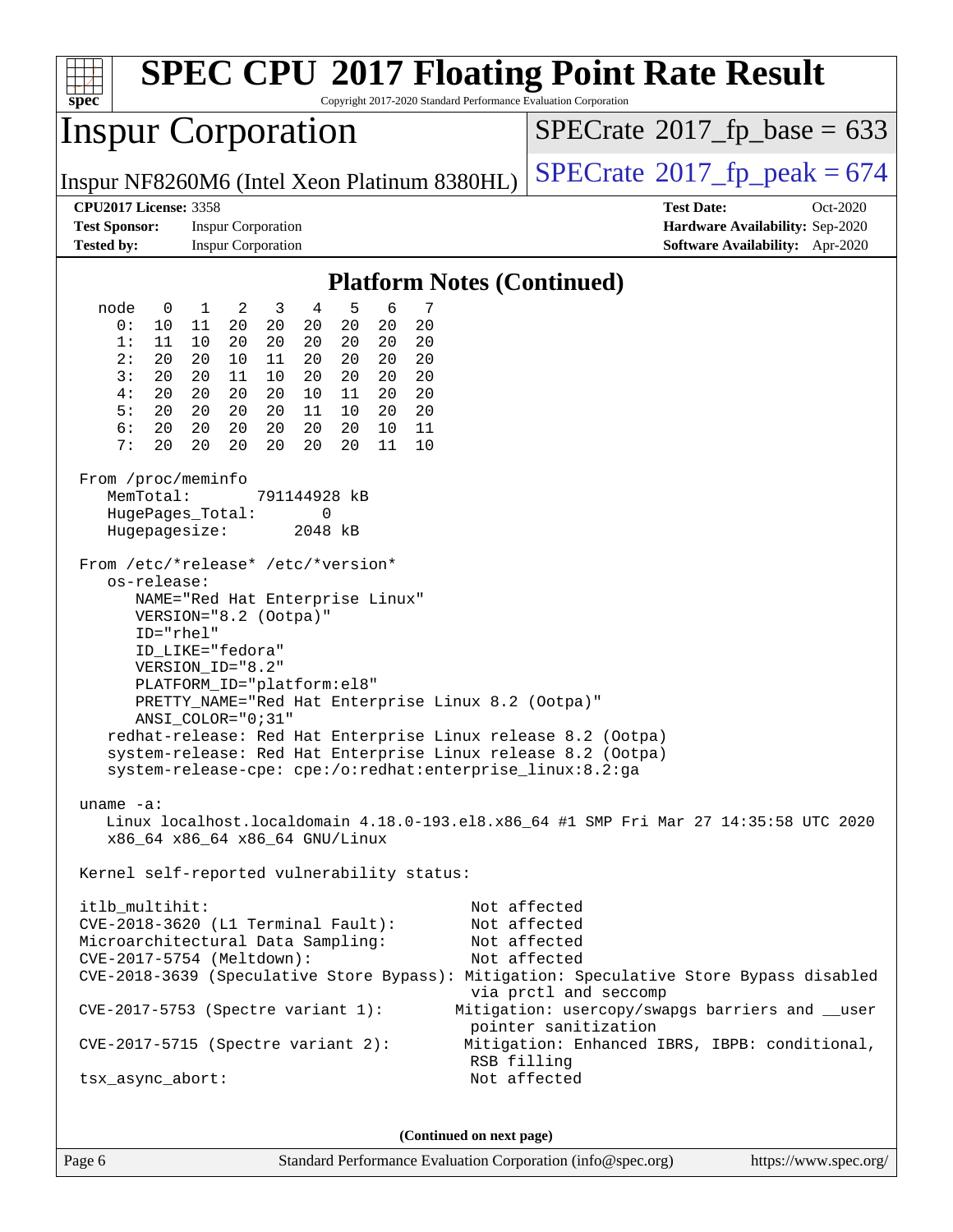# SPEC CPU 2017 Floating Point Rate Result

Copyright 2017-2020 Standard Performance Evaluation Corporation

## Inspur Corporation

Inspur NF8260M6 (Intel Xeon Platinum 8380HL)

SPECrate 2017_fp_base = 633

SPECrate 2017_fp_peak = 674

**CPU2017 License:** 3358
**Test Sponsor:** Inspur Corporation
**Tested by:** Inspur Corporation

**Test Date:** Oct-2020
**Hardware Availability:** Sep-2020
**Software Availability:** Apr-2020

### Platform Notes (Continued)

```
   node   0   1   2   3   4   5   6   7
     0:  10  11  20  20  20  20  20  20
     1:  11  10  20  20  20  20  20  20
     2:  20  20  10  11  20  20  20  20
     3:  20  20  11  10  20  20  20  20
     4:  20  20  20  20  10  11  20  20
     5:  20  20  20  20  11  10  20  20
     6:  20  20  20  20  20  20  10  11
     7:  20  20  20  20  20  20  11  10

 From /proc/meminfo
    MemTotal:       791144928 kB
    HugePages_Total:        0
    Hugepagesize:        2048 kB

 From /etc/*release* /etc/*version*
    os-release:
       NAME="Red Hat Enterprise Linux"
       VERSION="8.2 (Ootpa)"
       ID="rhel"
       ID_LIKE="fedora"
       VERSION_ID="8.2"
       PLATFORM_ID="platform:el8"
       PRETTY_NAME="Red Hat Enterprise Linux 8.2 (Ootpa)"
       ANSI_COLOR="0;31"
    redhat-release: Red Hat Enterprise Linux release 8.2 (Ootpa)
    system-release: Red Hat Enterprise Linux release 8.2 (Ootpa)
    system-release-cpe: cpe:/o:redhat:enterprise_linux:8.2:ga

 uname -a:
    Linux localhost.localdomain 4.18.0-193.el8.x86_64 #1 SMP Fri Mar 27 14:35:58 UTC 2020
    x86_64 x86_64 x86_64 GNU/Linux

 Kernel self-reported vulnerability status:

 itlb_multihit:                                         Not affected
 CVE-2018-3620 (L1 Terminal Fault):                     Not affected
 Microarchitectural Data Sampling:                      Not affected
 CVE-2017-5754 (Meltdown):                              Not affected
 CVE-2018-3639 (Speculative Store Bypass): Mitigation: Speculative Store Bypass disabled
                                                        via prctl and seccomp
 CVE-2017-5753 (Spectre variant 1):                   Mitigation: usercopy/swapgs barriers and __user
                                                        pointer sanitization
 CVE-2017-5715 (Spectre variant 2):                    Mitigation: Enhanced IBRS, IBPB: conditional,
                                                        RSB filling
 tsx_async_abort:                                       Not affected
```

**(Continued on next page)**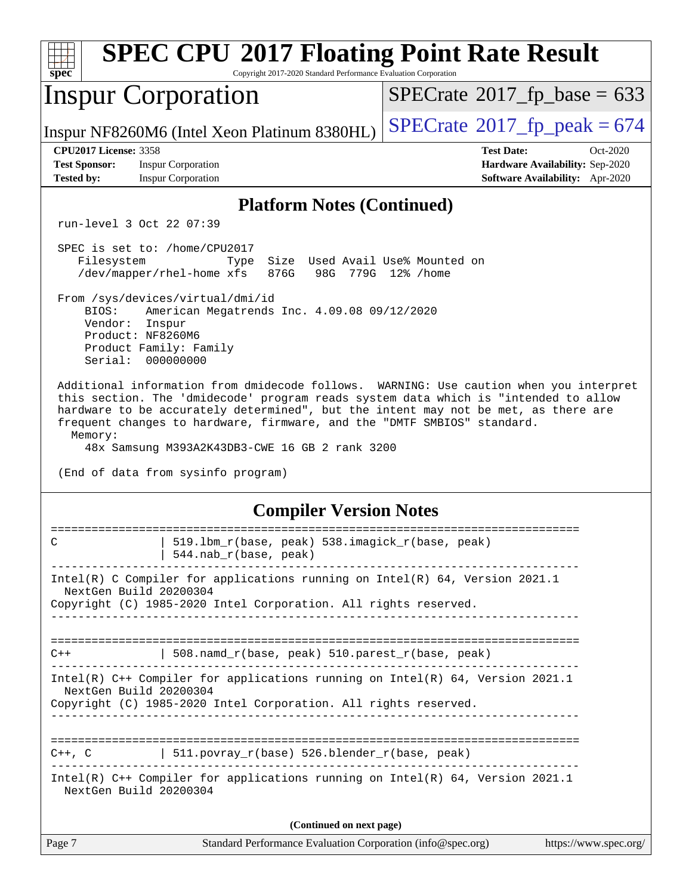## Platform Notes (Continued)

```
run-level 3 Oct 22 07:39

SPEC is set to: /home/CPU2017
   Filesystem            Type  Size  Used Avail Use% Mounted on
   /dev/mapper/rhel-home xfs   876G   98G  779G  12% /home

From /sys/devices/virtual/dmi/id
    BIOS:    American Megatrends Inc. 4.09.08 09/12/2020
    Vendor:  Inspur
    Product: NF8260M6
    Product Family: Family
    Serial:  000000000

Additional information from dmidecode follows.  WARNING: Use caution when you interpret
this section. The 'dmidecode' program reads system data which is "intended to allow
hardware to be accurately determined", but the intent may not be met, as there are
frequent changes to hardware, firmware, and the "DMTF SMBIOS" standard.
  Memory:
    48x Samsung M393A2K43DB3-CWE 16 GB 2 rank 3200

(End of data from sysinfo program)
```

## Compiler Version Notes

```
==============================================================================
C                | 519.lbm_r(base, peak) 538.imagick_r(base, peak)
                 | 544.nab_r(base, peak)
------------------------------------------------------------------------------
Intel(R) C Compiler for applications running on Intel(R) 64, Version 2021.1
  NextGen Build 20200304
Copyright (C) 1985-2020 Intel Corporation. All rights reserved.
------------------------------------------------------------------------------

==============================================================================
C++              | 508.namd_r(base, peak) 510.parest_r(base, peak)
------------------------------------------------------------------------------
Intel(R) C++ Compiler for applications running on Intel(R) 64, Version 2021.1
  NextGen Build 20200304
Copyright (C) 1985-2020 Intel Corporation. All rights reserved.
------------------------------------------------------------------------------

==============================================================================
C++, C           | 511.povray_r(base) 526.blender_r(base, peak)
------------------------------------------------------------------------------
Intel(R) C++ Compiler for applications running on Intel(R) 64, Version 2021.1
  NextGen Build 20200304
```

**(Continued on next page)**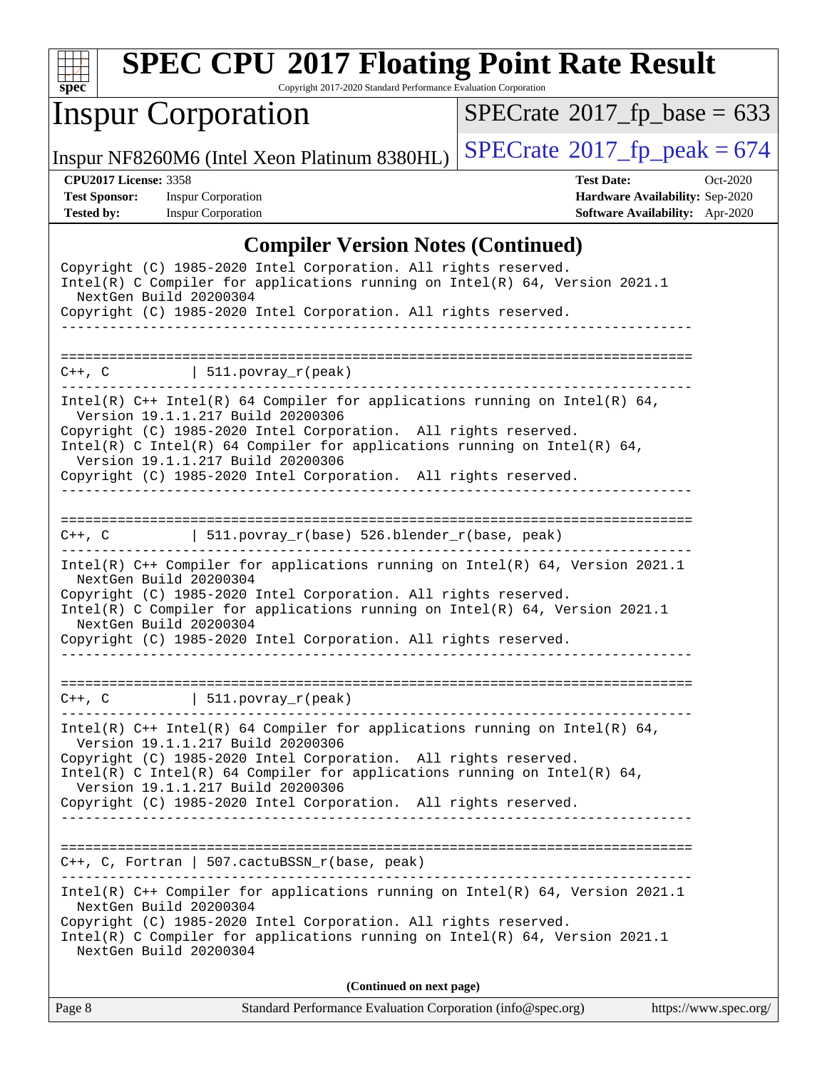## Compiler Version Notes (Continued)

```
Copyright (C) 1985-2020 Intel Corporation. All rights reserved.
Intel(R) C Compiler for applications running on Intel(R) 64, Version 2021.1
  NextGen Build 20200304
Copyright (C) 1985-2020 Intel Corporation. All rights reserved.
------------------------------------------------------------------------------

==============================================================================
C++, C          | 511.povray_r(peak)
------------------------------------------------------------------------------
Intel(R) C++ Intel(R) 64 Compiler for applications running on Intel(R) 64,
  Version 19.1.1.217 Build 20200306
Copyright (C) 1985-2020 Intel Corporation.  All rights reserved.
Intel(R) C Intel(R) 64 Compiler for applications running on Intel(R) 64,
  Version 19.1.1.217 Build 20200306
Copyright (C) 1985-2020 Intel Corporation.  All rights reserved.
------------------------------------------------------------------------------

==============================================================================
C++, C          | 511.povray_r(base) 526.blender_r(base, peak)
------------------------------------------------------------------------------
Intel(R) C++ Compiler for applications running on Intel(R) 64, Version 2021.1
  NextGen Build 20200304
Copyright (C) 1985-2020 Intel Corporation. All rights reserved.
Intel(R) C Compiler for applications running on Intel(R) 64, Version 2021.1
  NextGen Build 20200304
Copyright (C) 1985-2020 Intel Corporation. All rights reserved.
------------------------------------------------------------------------------

==============================================================================
C++, C          | 511.povray_r(peak)
------------------------------------------------------------------------------
Intel(R) C++ Intel(R) 64 Compiler for applications running on Intel(R) 64,
  Version 19.1.1.217 Build 20200306
Copyright (C) 1985-2020 Intel Corporation.  All rights reserved.
Intel(R) C Intel(R) 64 Compiler for applications running on Intel(R) 64,
  Version 19.1.1.217 Build 20200306
Copyright (C) 1985-2020 Intel Corporation.  All rights reserved.
------------------------------------------------------------------------------

==============================================================================
C++, C, Fortran | 507.cactuBSSN_r(base, peak)
------------------------------------------------------------------------------
Intel(R) C++ Compiler for applications running on Intel(R) 64, Version 2021.1
  NextGen Build 20200304
Copyright (C) 1985-2020 Intel Corporation. All rights reserved.
Intel(R) C Compiler for applications running on Intel(R) 64, Version 2021.1
  NextGen Build 20200304
```

**(Continued on next page)**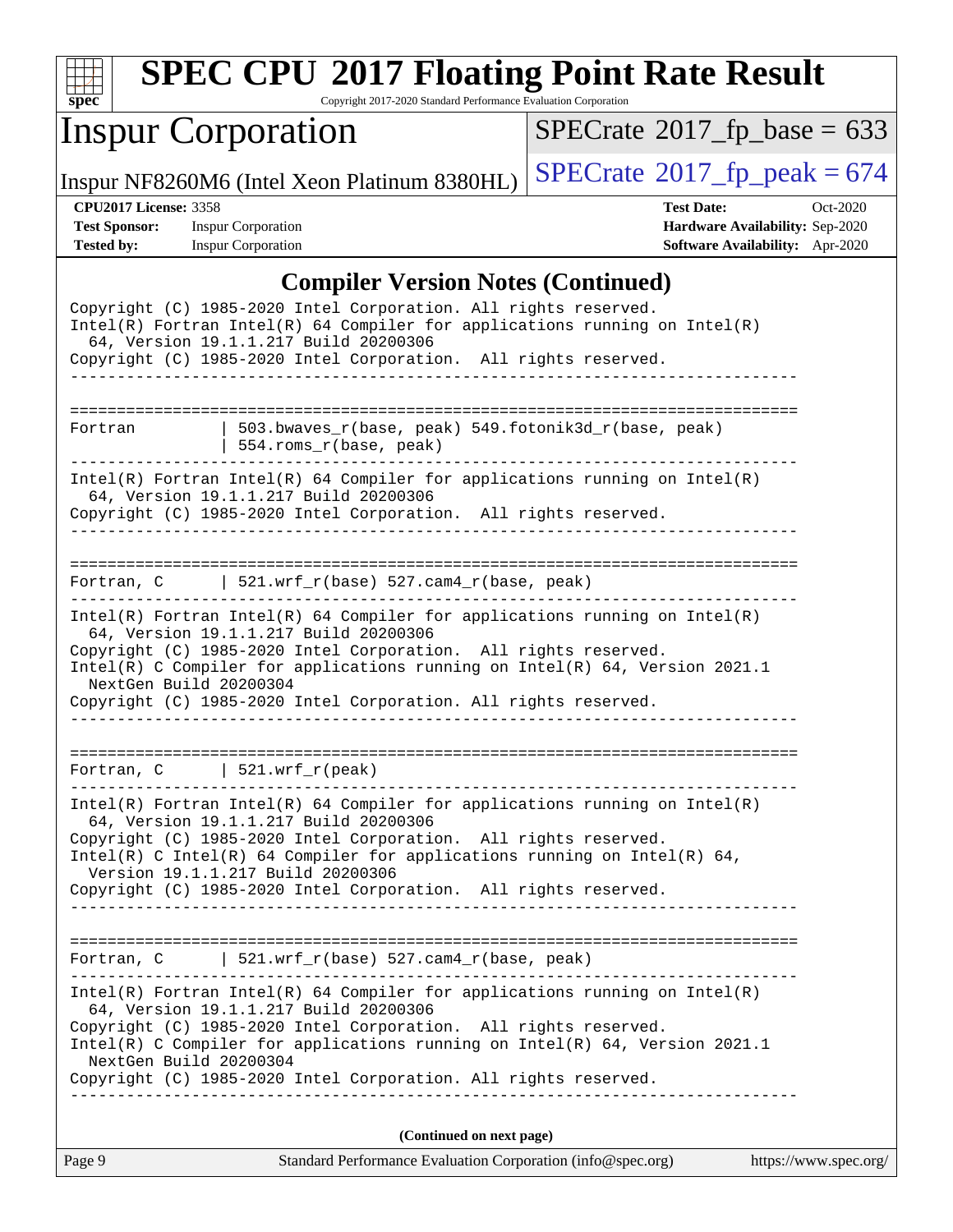## Compiler Version Notes (Continued)

```
Copyright (C) 1985-2020 Intel Corporation. All rights reserved.
Intel(R) Fortran Intel(R) 64 Compiler for applications running on Intel(R)
  64, Version 19.1.1.217 Build 20200306
Copyright (C) 1985-2020 Intel Corporation.  All rights reserved.
------------------------------------------------------------------------------

==============================================================================
Fortran         | 503.bwaves_r(base, peak) 549.fotonik3d_r(base, peak)
                | 554.roms_r(base, peak)
------------------------------------------------------------------------------
Intel(R) Fortran Intel(R) 64 Compiler for applications running on Intel(R)
  64, Version 19.1.1.217 Build 20200306
Copyright (C) 1985-2020 Intel Corporation.  All rights reserved.
------------------------------------------------------------------------------

==============================================================================
Fortran, C      | 521.wrf_r(base) 527.cam4_r(base, peak)
------------------------------------------------------------------------------
Intel(R) Fortran Intel(R) 64 Compiler for applications running on Intel(R)
  64, Version 19.1.1.217 Build 20200306
Copyright (C) 1985-2020 Intel Corporation.  All rights reserved.
Intel(R) C Compiler for applications running on Intel(R) 64, Version 2021.1
  NextGen Build 20200304
Copyright (C) 1985-2020 Intel Corporation. All rights reserved.
------------------------------------------------------------------------------

==============================================================================
Fortran, C      | 521.wrf_r(peak)
------------------------------------------------------------------------------
Intel(R) Fortran Intel(R) 64 Compiler for applications running on Intel(R)
  64, Version 19.1.1.217 Build 20200306
Copyright (C) 1985-2020 Intel Corporation.  All rights reserved.
Intel(R) C Intel(R) 64 Compiler for applications running on Intel(R) 64,
  Version 19.1.1.217 Build 20200306
Copyright (C) 1985-2020 Intel Corporation.  All rights reserved.
------------------------------------------------------------------------------

==============================================================================
Fortran, C      | 521.wrf_r(base) 527.cam4_r(base, peak)
------------------------------------------------------------------------------
Intel(R) Fortran Intel(R) 64 Compiler for applications running on Intel(R)
  64, Version 19.1.1.217 Build 20200306
Copyright (C) 1985-2020 Intel Corporation.  All rights reserved.
Intel(R) C Compiler for applications running on Intel(R) 64, Version 2021.1
  NextGen Build 20200304
Copyright (C) 1985-2020 Intel Corporation. All rights reserved.
------------------------------------------------------------------------------
```

(Continued on next page)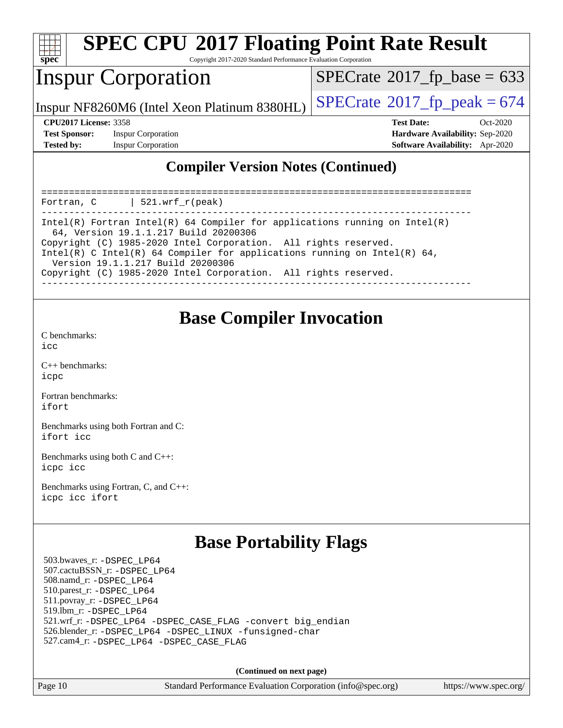## Compiler Version Notes (Continued)

```
==============================================================================
Fortran, C      | 521.wrf_r(peak)
------------------------------------------------------------------------------
Intel(R) Fortran Intel(R) 64 Compiler for applications running on Intel(R)
  64, Version 19.1.1.217 Build 20200306
Copyright (C) 1985-2020 Intel Corporation.  All rights reserved.
Intel(R) C Intel(R) 64 Compiler for applications running on Intel(R) 64,
  Version 19.1.1.217 Build 20200306
Copyright (C) 1985-2020 Intel Corporation.  All rights reserved.
------------------------------------------------------------------------------
```

## Base Compiler Invocation

C benchmarks:
icc

C++ benchmarks:
icpc

Fortran benchmarks:
ifort

Benchmarks using both Fortran and C:
ifort icc

Benchmarks using both C and C++:
icpc icc

Benchmarks using Fortran, C, and C++:
icpc icc ifort

## Base Portability Flags

503.bwaves_r: -DSPEC_LP64
507.cactuBSSN_r: -DSPEC_LP64
508.namd_r: -DSPEC_LP64
510.parest_r: -DSPEC_LP64
511.povray_r: -DSPEC_LP64
519.lbm_r: -DSPEC_LP64
521.wrf_r: -DSPEC_LP64 -DSPEC_CASE_FLAG -convert big_endian
526.blender_r: -DSPEC_LP64 -DSPEC_LINUX -funsigned-char
527.cam4_r: -DSPEC_LP64 -DSPEC_CASE_FLAG

**(Continued on next page)**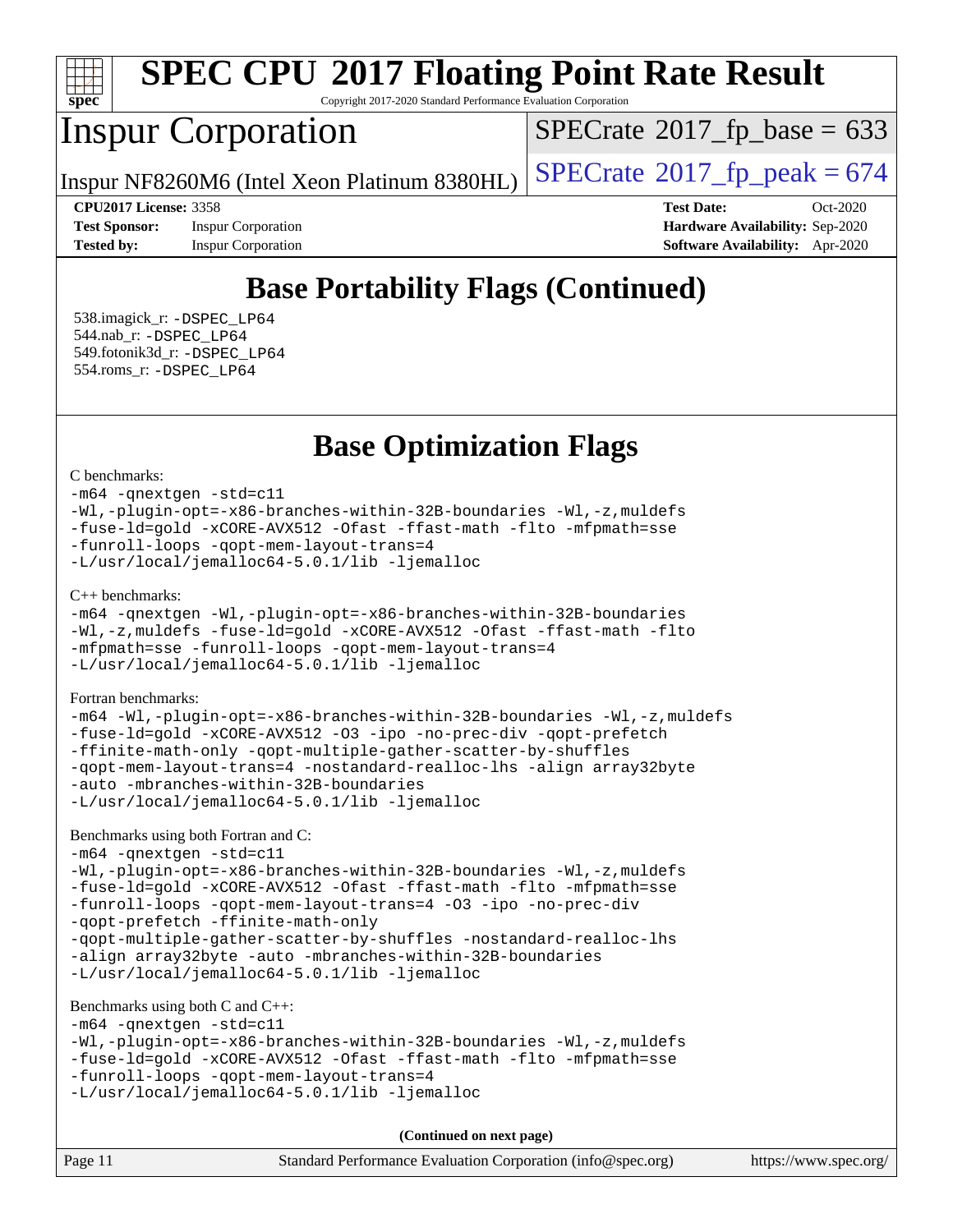# SPEC CPU 2017 Floating Point Rate Result

Copyright 2017-2020 Standard Performance Evaluation Corporation

## Inspur Corporation

Inspur NF8260M6 (Intel Xeon Platinum 8380HL)

SPECrate 2017_fp_base = 633

SPECrate 2017_fp_peak = 674

**CPU2017 License:** 3358
**Test Sponsor:** Inspur Corporation
**Tested by:** Inspur Corporation

**Test Date:** Oct-2020
**Hardware Availability:** Sep-2020
**Software Availability:** Apr-2020

## Base Portability Flags (Continued)

538.imagick_r: `-DSPEC_LP64`
544.nab_r: `-DSPEC_LP64`
549.fotonik3d_r: `-DSPEC_LP64`
554.roms_r: `-DSPEC_LP64`

## Base Optimization Flags

C benchmarks:

```
-m64 -qnextgen -std=c11
-Wl,-plugin-opt=-x86-branches-within-32B-boundaries -Wl,-z,muldefs
-fuse-ld=gold -xCORE-AVX512 -Ofast -ffast-math -flto -mfpmath=sse
-funroll-loops -qopt-mem-layout-trans=4
-L/usr/local/jemalloc64-5.0.1/lib -ljemalloc
```

C++ benchmarks:

```
-m64 -qnextgen -Wl,-plugin-opt=-x86-branches-within-32B-boundaries
-Wl,-z,muldefs -fuse-ld=gold -xCORE-AVX512 -Ofast -ffast-math -flto
-mfpmath=sse -funroll-loops -qopt-mem-layout-trans=4
-L/usr/local/jemalloc64-5.0.1/lib -ljemalloc
```

Fortran benchmarks:

```
-m64 -Wl,-plugin-opt=-x86-branches-within-32B-boundaries -Wl,-z,muldefs
-fuse-ld=gold -xCORE-AVX512 -O3 -ipo -no-prec-div -qopt-prefetch
-ffinite-math-only -qopt-multiple-gather-scatter-by-shuffles
-qopt-mem-layout-trans=4 -nostandard-realloc-lhs -align array32byte
-auto -mbranches-within-32B-boundaries
-L/usr/local/jemalloc64-5.0.1/lib -ljemalloc
```

Benchmarks using both Fortran and C:

```
-m64 -qnextgen -std=c11
-Wl,-plugin-opt=-x86-branches-within-32B-boundaries -Wl,-z,muldefs
-fuse-ld=gold -xCORE-AVX512 -Ofast -ffast-math -flto -mfpmath=sse
-funroll-loops -qopt-mem-layout-trans=4 -O3 -ipo -no-prec-div
-qopt-prefetch -ffinite-math-only
-qopt-multiple-gather-scatter-by-shuffles -nostandard-realloc-lhs
-align array32byte -auto -mbranches-within-32B-boundaries
-L/usr/local/jemalloc64-5.0.1/lib -ljemalloc
```

Benchmarks using both C and C++:

```
-m64 -qnextgen -std=c11
-Wl,-plugin-opt=-x86-branches-within-32B-boundaries -Wl,-z,muldefs
-fuse-ld=gold -xCORE-AVX512 -Ofast -ffast-math -flto -mfpmath=sse
-funroll-loops -qopt-mem-layout-trans=4
-L/usr/local/jemalloc64-5.0.1/lib -ljemalloc
```

**(Continued on next page)**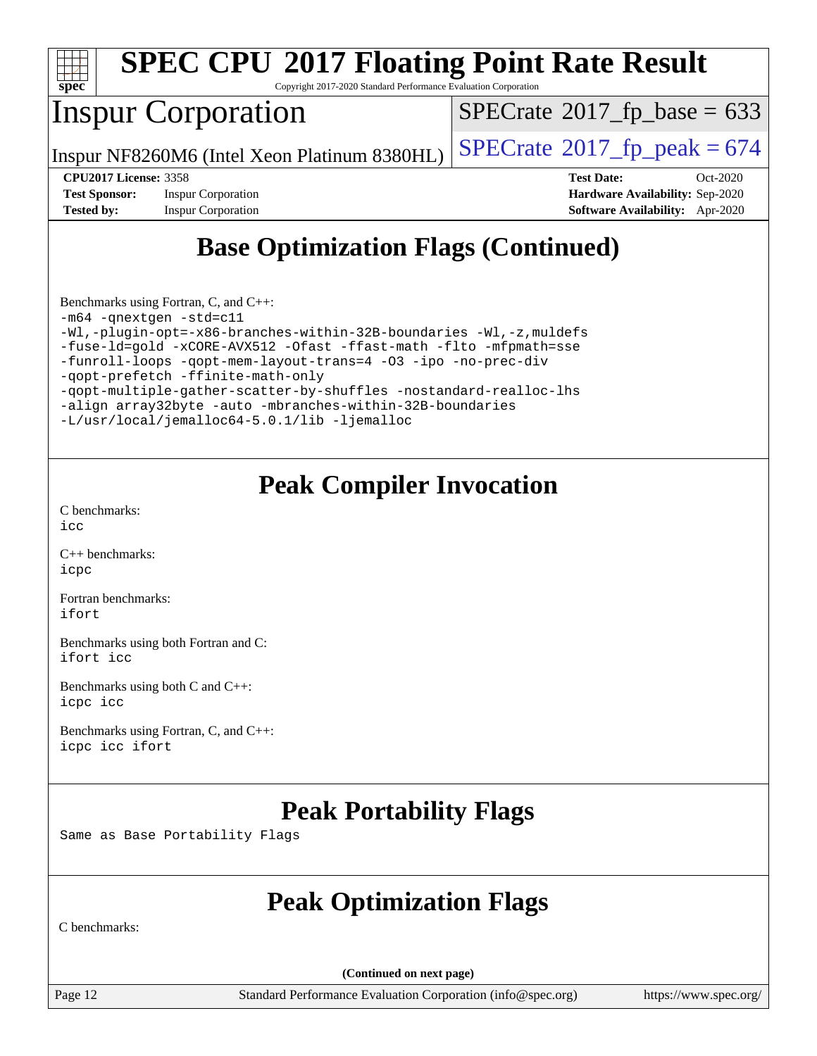## Base Optimization Flags (Continued)

Benchmarks using Fortran, C, and C++:

```
-m64 -qnextgen -std=c11
-Wl,-plugin-opt=-x86-branches-within-32B-boundaries -Wl,-z,muldefs
-fuse-ld=gold -xCORE-AVX512 -Ofast -ffast-math -flto -mfpmath=sse
-funroll-loops -qopt-mem-layout-trans=4 -O3 -ipo -no-prec-div
-qopt-prefetch -ffinite-math-only
-qopt-multiple-gather-scatter-by-shuffles -nostandard-realloc-lhs
-align array32byte -auto -mbranches-within-32B-boundaries
-L/usr/local/jemalloc64-5.0.1/lib -ljemalloc
```

## Peak Compiler Invocation

C benchmarks:
`icc`

C++ benchmarks:
`icpc`

Fortran benchmarks:
`ifort`

Benchmarks using both Fortran and C:
`ifort icc`

Benchmarks using both C and C++:
`icpc icc`

Benchmarks using Fortran, C, and C++:
`icpc icc ifort`

## Peak Portability Flags

Same as Base Portability Flags

## Peak Optimization Flags

C benchmarks:

(Continued on next page)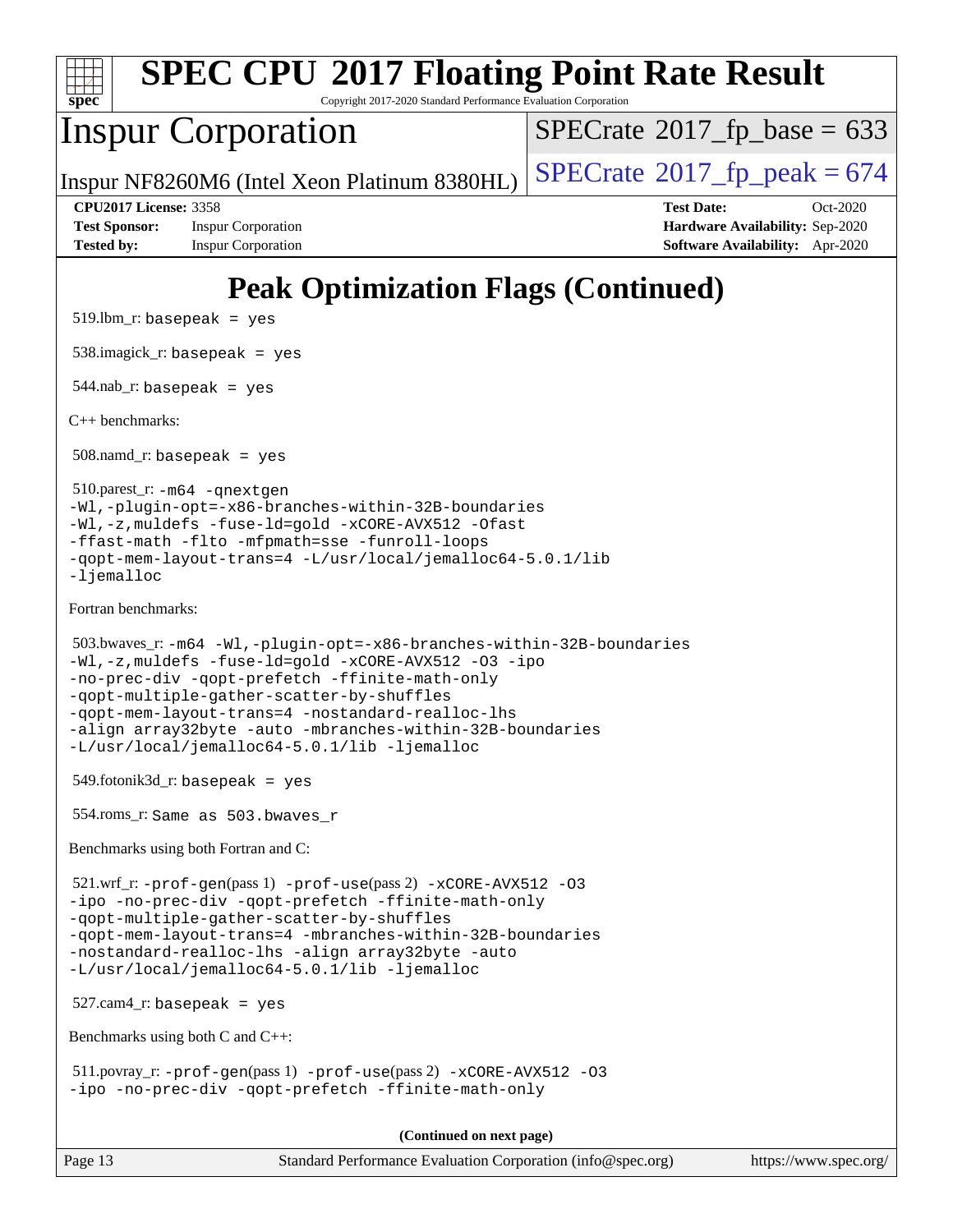# Peak Optimization Flags (Continued)

519.lbm_r: `basepeak = yes`

538.imagick_r: `basepeak = yes`

544.nab_r: `basepeak = yes`

C++ benchmarks:

508.namd_r: `basepeak = yes`

510.parest_r:
```
-m64 -qnextgen
-Wl,-plugin-opt=-x86-branches-within-32B-boundaries
-Wl,-z,muldefs -fuse-ld=gold -xCORE-AVX512 -Ofast
-ffast-math -flto -mfpmath=sse -funroll-loops
-qopt-mem-layout-trans=4 -L/usr/local/jemalloc64-5.0.1/lib
-ljemalloc
```

Fortran benchmarks:

503.bwaves_r:
```
-m64 -Wl,-plugin-opt=-x86-branches-within-32B-boundaries
-Wl,-z,muldefs -fuse-ld=gold -xCORE-AVX512 -O3 -ipo
-no-prec-div -qopt-prefetch -ffinite-math-only
-qopt-multiple-gather-scatter-by-shuffles
-qopt-mem-layout-trans=4 -nostandard-realloc-lhs
-align array32byte -auto -mbranches-within-32B-boundaries
-L/usr/local/jemalloc64-5.0.1/lib -ljemalloc
```

549.fotonik3d_r: `basepeak = yes`

554.roms_r: `Same as 503.bwaves_r`

Benchmarks using both Fortran and C:

521.wrf_r:
```
-prof-gen(pass 1) -prof-use(pass 2) -xCORE-AVX512 -O3
-ipo -no-prec-div -qopt-prefetch -ffinite-math-only
-qopt-multiple-gather-scatter-by-shuffles
-qopt-mem-layout-trans=4 -mbranches-within-32B-boundaries
-nostandard-realloc-lhs -align array32byte -auto
-L/usr/local/jemalloc64-5.0.1/lib -ljemalloc
```

527.cam4_r: `basepeak = yes`

Benchmarks using both C and C++:

511.povray_r:
```
-prof-gen(pass 1) -prof-use(pass 2) -xCORE-AVX512 -O3
-ipo -no-prec-div -qopt-prefetch -ffinite-math-only
```

**(Continued on next page)**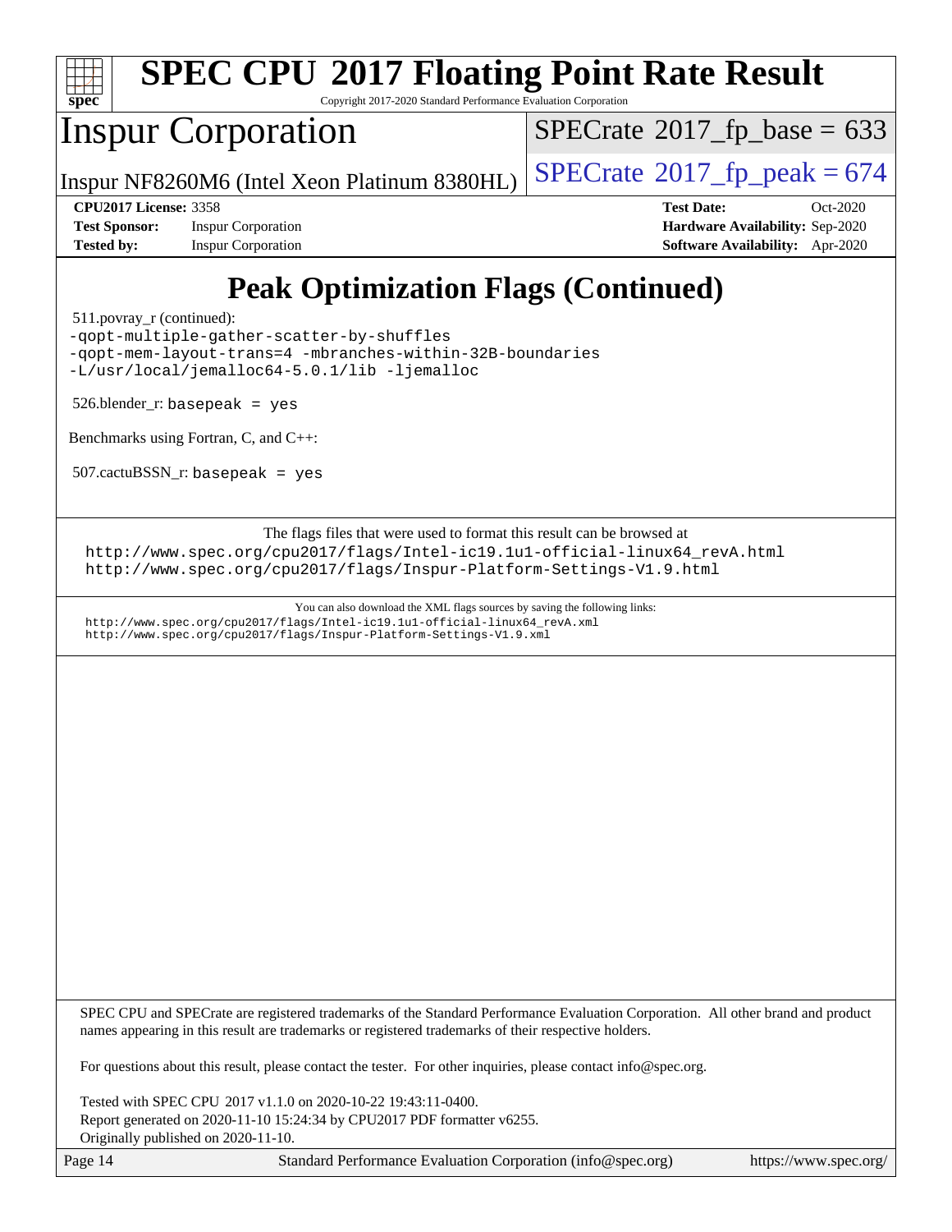# Peak Optimization Flags (Continued)

511.povray_r (continued):
-qopt-multiple-gather-scatter-by-shuffles
-qopt-mem-layout-trans=4 -mbranches-within-32B-boundaries
-L/usr/local/jemalloc64-5.0.1/lib -ljemalloc

526.blender_r: basepeak = yes

Benchmarks using Fortran, C, and C++:

507.cactuBSSN_r: basepeak = yes

The flags files that were used to format this result can be browsed at
http://www.spec.org/cpu2017/flags/Intel-ic19.1u1-official-linux64_revA.html
http://www.spec.org/cpu2017/flags/Inspur-Platform-Settings-V1.9.html

You can also download the XML flags sources by saving the following links:
http://www.spec.org/cpu2017/flags/Intel-ic19.1u1-official-linux64_revA.xml
http://www.spec.org/cpu2017/flags/Inspur-Platform-Settings-V1.9.xml

SPEC CPU and SPECrate are registered trademarks of the Standard Performance Evaluation Corporation. All other brand and product names appearing in this result are trademarks or registered trademarks of their respective holders.

For questions about this result, please contact the tester. For other inquiries, please contact info@spec.org.

Tested with SPEC CPU 2017 v1.1.0 on 2020-10-22 19:43:11-0400.
Report generated on 2020-11-10 15:24:34 by CPU2017 PDF formatter v6255.
Originally published on 2020-11-10.